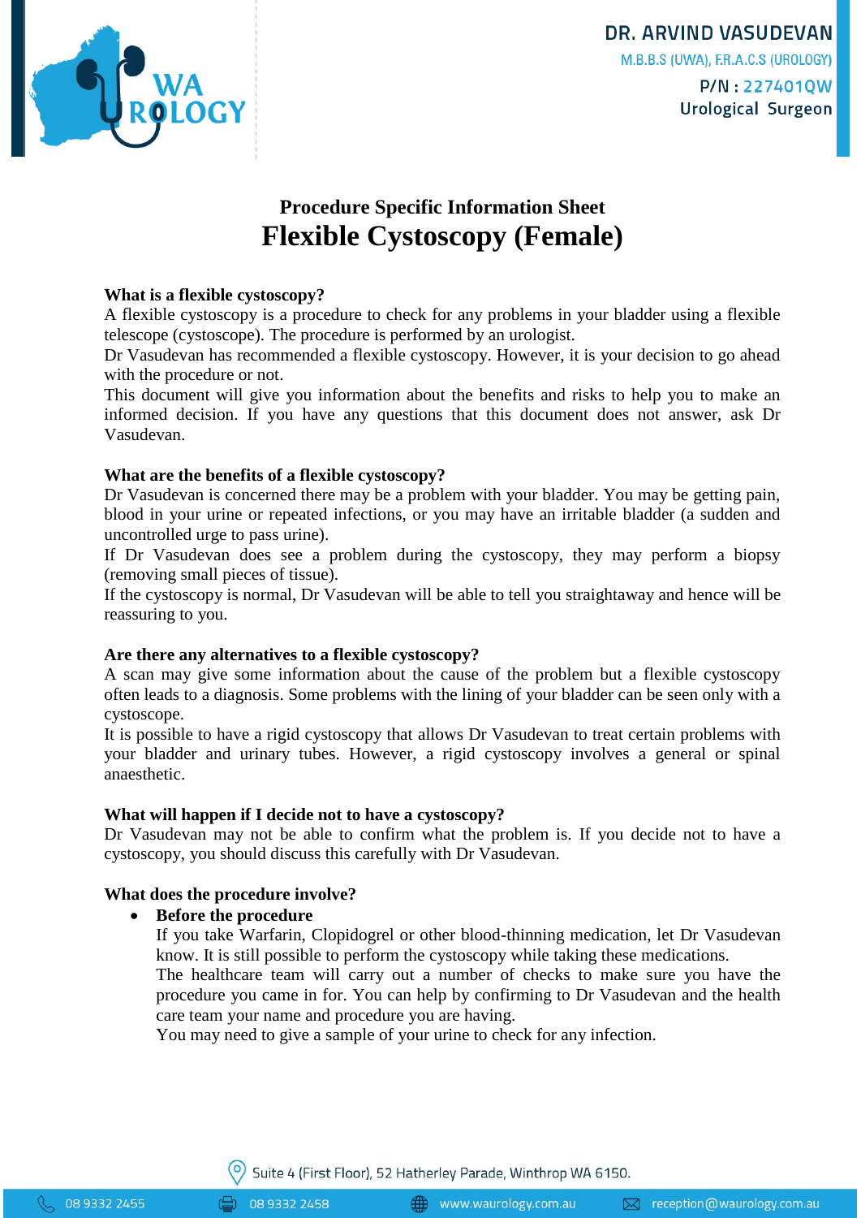DR. ARVIND VASUDEVAN
M.B.B.S (UWA), F.R.A.C.S (UROLOGY)
P/N : 227401QW
Urological Surgeon

# Procedure Specific Information Sheet
# Flexible Cystoscopy (Female)

**What is a flexible cystoscopy?**

A flexible cystoscopy is a procedure to check for any problems in your bladder using a flexible telescope (cystoscope). The procedure is performed by an urologist.

Dr Vasudevan has recommended a flexible cystoscopy. However, it is your decision to go ahead with the procedure or not.

This document will give you information about the benefits and risks to help you to make an informed decision. If you have any questions that this document does not answer, ask Dr Vasudevan.

**What are the benefits of a flexible cystoscopy?**

Dr Vasudevan is concerned there may be a problem with your bladder. You may be getting pain, blood in your urine or repeated infections, or you may have an irritable bladder (a sudden and uncontrolled urge to pass urine).

If Dr Vasudevan does see a problem during the cystoscopy, they may perform a biopsy (removing small pieces of tissue).

If the cystoscopy is normal, Dr Vasudevan will be able to tell you straightaway and hence will be reassuring to you.

**Are there any alternatives to a flexible cystoscopy?**

A scan may give some information about the cause of the problem but a flexible cystoscopy often leads to a diagnosis. Some problems with the lining of your bladder can be seen only with a cystoscope.

It is possible to have a rigid cystoscopy that allows Dr Vasudevan to treat certain problems with your bladder and urinary tubes. However, a rigid cystoscopy involves a general or spinal anaesthetic.

**What will happen if I decide not to have a cystoscopy?**

Dr Vasudevan may not be able to confirm what the problem is. If you decide not to have a cystoscopy, you should discuss this carefully with Dr Vasudevan.

**What does the procedure involve?**

- **Before the procedure**

  If you take Warfarin, Clopidogrel or other blood-thinning medication, let Dr Vasudevan know. It is still possible to perform the cystoscopy while taking these medications.

  The healthcare team will carry out a number of checks to make sure you have the procedure you came in for. You can help by confirming to Dr Vasudevan and the health care team your name and procedure you are having.

  You may need to give a sample of your urine to check for any infection.

Suite 4 (First Floor), 52 Hatherley Parade, Winthrop WA 6150.

08 9332 2455 | 08 9332 2458 | www.waurology.com.au | reception@waurology.com.au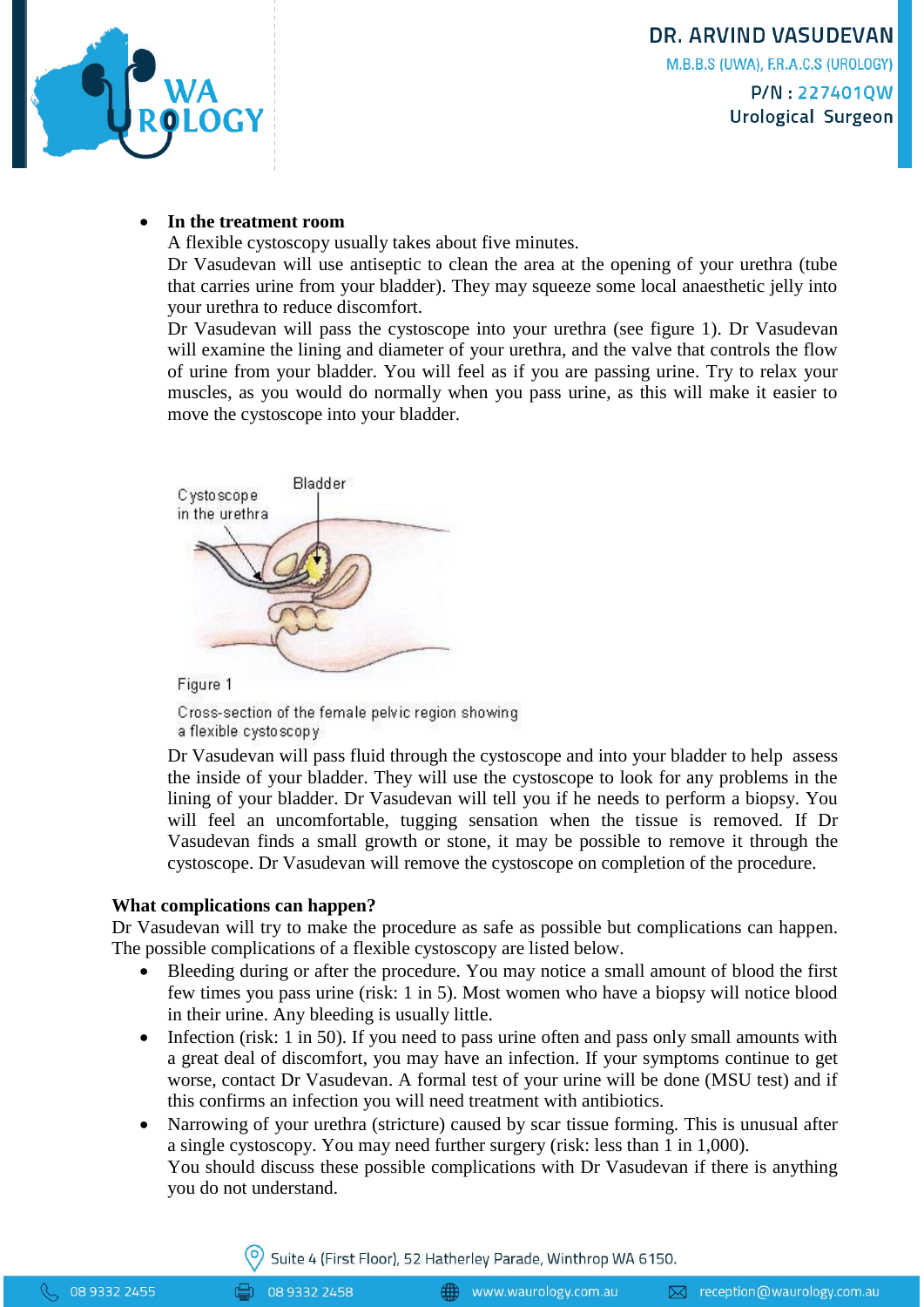- **In the treatment room**

  A flexible cystoscopy usually takes about five minutes.

  Dr Vasudevan will use antiseptic to clean the area at the opening of your urethra (tube that carries urine from your bladder). They may squeeze some local anaesthetic jelly into your urethra to reduce discomfort.

  Dr Vasudevan will pass the cystoscope into your urethra (see figure 1). Dr Vasudevan will examine the lining and diameter of your urethra, and the valve that controls the flow of urine from your bladder. You will feel as if you are passing urine. Try to relax your muscles, as you would do normally when you pass urine, as this will make it easier to move the cystoscope into your bladder.

  Figure 1

  Cross-section of the female pelvic region showing a flexible cystoscopy

  Dr Vasudevan will pass fluid through the cystoscope and into your bladder to help assess the inside of your bladder. They will use the cystoscope to look for any problems in the lining of your bladder. Dr Vasudevan will tell you if he needs to perform a biopsy. You will feel an uncomfortable, tugging sensation when the tissue is removed. If Dr Vasudevan finds a small growth or stone, it may be possible to remove it through the cystoscope. Dr Vasudevan will remove the cystoscope on completion of the procedure.

**What complications can happen?**

Dr Vasudevan will try to make the procedure as safe as possible but complications can happen. The possible complications of a flexible cystoscopy are listed below.

- Bleeding during or after the procedure. You may notice a small amount of blood the first few times you pass urine (risk: 1 in 5). Most women who have a biopsy will notice blood in their urine. Any bleeding is usually little.
- Infection (risk: 1 in 50). If you need to pass urine often and pass only small amounts with a great deal of discomfort, you may have an infection. If your symptoms continue to get worse, contact Dr Vasudevan. A formal test of your urine will be done (MSU test) and if this confirms an infection you will need treatment with antibiotics.
- Narrowing of your urethra (stricture) caused by scar tissue forming. This is unusual after a single cystoscopy. You may need further surgery (risk: less than 1 in 1,000).

  You should discuss these possible complications with Dr Vasudevan if there is anything you do not understand.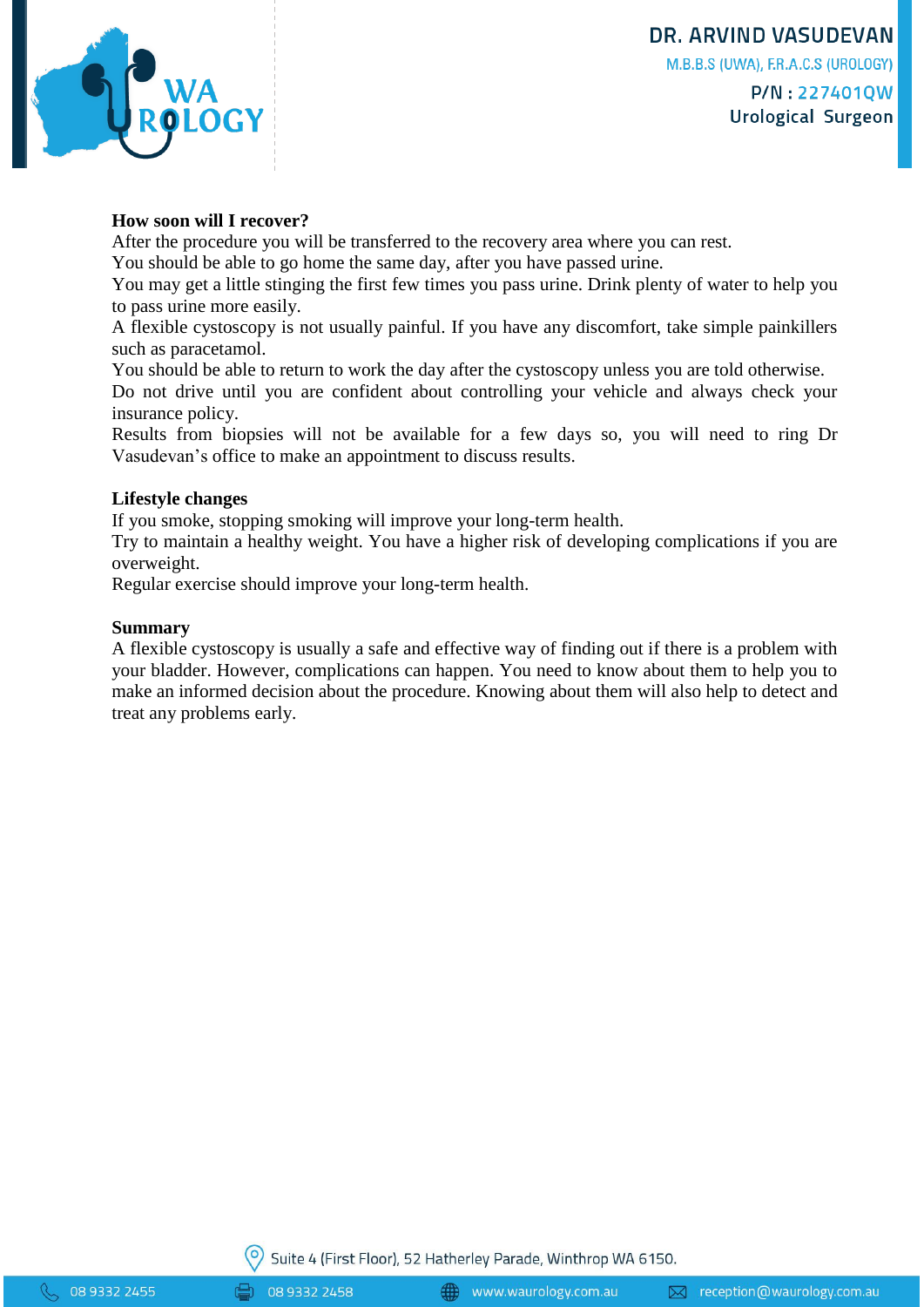**How soon will I recover?**

After the procedure you will be transferred to the recovery area where you can rest.
You should be able to go home the same day, after you have passed urine.
You may get a little stinging the first few times you pass urine. Drink plenty of water to help you to pass urine more easily.
A flexible cystoscopy is not usually painful. If you have any discomfort, take simple painkillers such as paracetamol.
You should be able to return to work the day after the cystoscopy unless you are told otherwise.
Do not drive until you are confident about controlling your vehicle and always check your insurance policy.
Results from biopsies will not be available for a few days so, you will need to ring Dr Vasudevan's office to make an appointment to discuss results.

**Lifestyle changes**

If you smoke, stopping smoking will improve your long-term health.
Try to maintain a healthy weight. You have a higher risk of developing complications if you are overweight.
Regular exercise should improve your long-term health.

**Summary**

A flexible cystoscopy is usually a safe and effective way of finding out if there is a problem with your bladder. However, complications can happen. You need to know about them to help you to make an informed decision about the procedure. Knowing about them will also help to detect and treat any problems early.